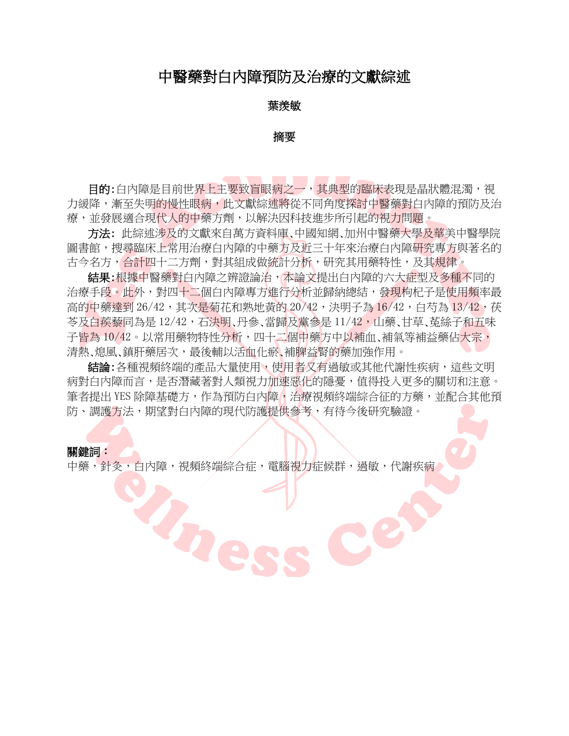# 中醫藥對白內障預防及治療的文獻綜述

**葉羨敏**

**摘要**

**目的:** 白內障是目前世界上主要致盲眼病之一，其典型的臨床表現是晶狀體混濁，視力緩降，漸至失明的慢性眼病，此文獻綜述將從不同角度探討中醫藥對白內障的預防及治療，並發展適合現代人的中藥方劑，以解決因科技進步所引起的視力問題。

**方法:** 此綜述涉及的文獻來自萬方資料庫、中國知網、加州中醫藥大學及華美中醫學院圖書館，搜尋臨床上常用治療白內障的中藥方及近三十年來治療白內障研究專方與著名的古今名方，合計四十二方劑，對其組成做統計分析，研究其用藥特性，及其規律。

**結果:** 根據中醫藥對白內障之辨證論治，本論文提出白內障的六大症型及多種不同的治療手段。此外，對四十二個白內障專方進行分析並歸納總結，發現枸杞子是使用頻率最高的中藥達到 26/42，其次是菊花和熟地黃的 20/42，決明子為 16/42，白芍為 13/42，茯苓及白蒺藜同為是 12/42，石決明、丹參、當歸及黨參是 11/42，山藥、甘草、菟絲子和五味子皆為 10/42。以常用藥物特性分析，四十二個中藥方中以補血、補氣等補益藥佔大宗，清熱、熄風、鎮肝藥居次，最後輔以活血化瘀、補脾益腎的藥加強作用。

**結論:** 各種視頻終端的產品大量使用，使用者又有過敏或其他代謝性疾病，這些文明病對白內障而言，是否潛藏著對人類視力加速惡化的隱憂，值得投入更多的關切和注意。筆者提出 YES 除障基礎方，作為預防白內障，治療視頻終端綜合征的方藥，並配合其他預防、調護方法，期望對白內障的現代防護提供參考，有待今後研究驗證。

**關鍵詞:**
中藥，針灸，白內障，視頻終端綜合症，電腦視力症候群，過敏，代謝疾病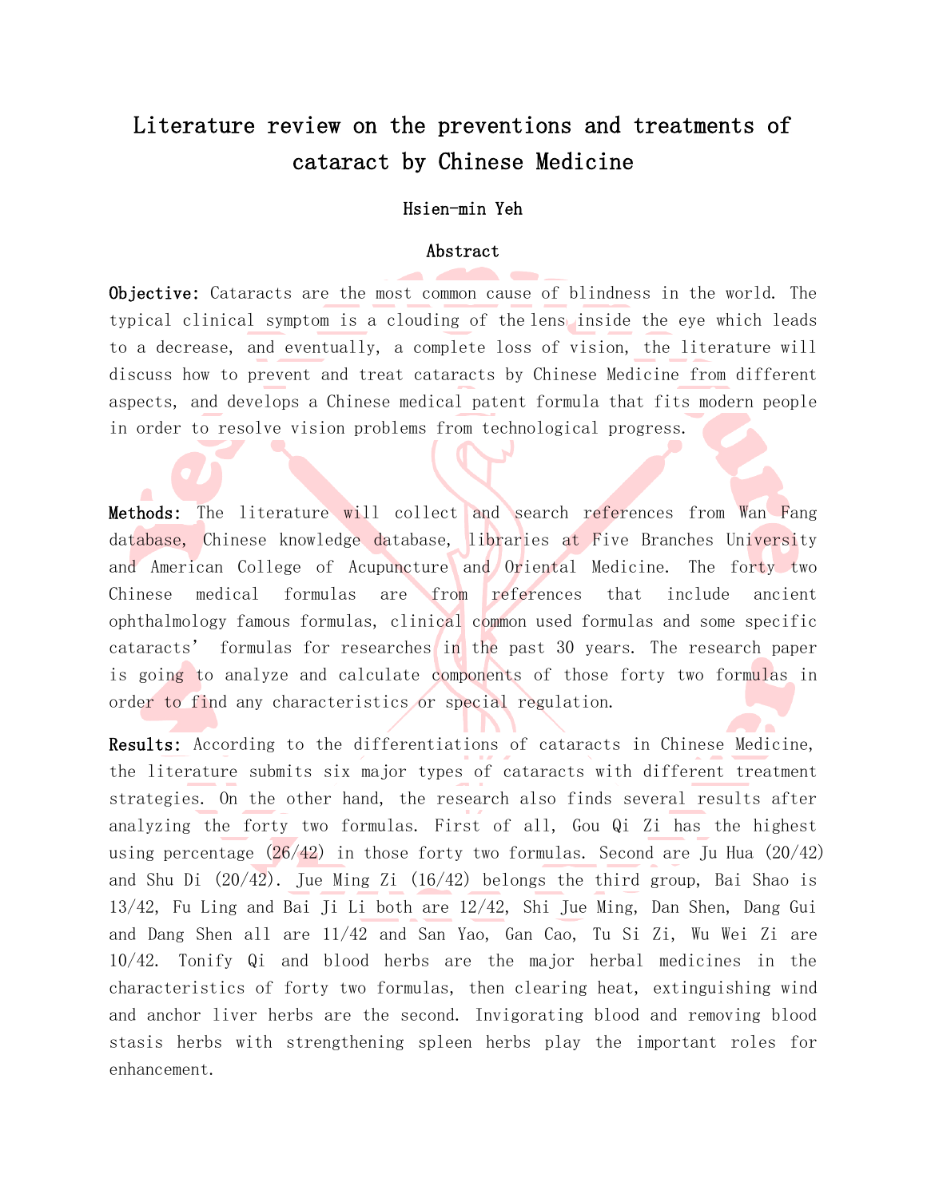# Literature review on the preventions and treatments of cataract by Chinese Medicine

**Hsien-min Yeh**

**Abstract**

**Objective:** Cataracts are the most common cause of blindness in the world. The typical clinical symptom is a clouding of the lens inside the eye which leads to a decrease, and eventually, a complete loss of vision, the literature will discuss how to prevent and treat cataracts by Chinese Medicine from different aspects, and develops a Chinese medical patent formula that fits modern people in order to resolve vision problems from technological progress.

**Methods:** The literature will collect and search references from Wan Fang database, Chinese knowledge database, libraries at Five Branches University and American College of Acupuncture and Oriental Medicine. The forty two Chinese medical formulas are from references that include ancient ophthalmology famous formulas, clinical common used formulas and some specific cataracts' formulas for researches in the past 30 years. The research paper is going to analyze and calculate components of those forty two formulas in order to find any characteristics or special regulation.

**Results:** According to the differentiations of cataracts in Chinese Medicine, the literature submits six major types of cataracts with different treatment strategies. On the other hand, the research also finds several results after analyzing the forty two formulas. First of all, Gou Qi Zi has the highest using percentage (26/42) in those forty two formulas. Second are Ju Hua (20/42) and Shu Di (20/42). Jue Ming Zi (16/42) belongs the third group, Bai Shao is 13/42, Fu Ling and Bai Ji Li both are 12/42, Shi Jue Ming, Dan Shen, Dang Gui and Dang Shen all are 11/42 and San Yao, Gan Cao, Tu Si Zi, Wu Wei Zi are 10/42. Tonify Qi and blood herbs are the major herbal medicines in the characteristics of forty two formulas, then clearing heat, extinguishing wind and anchor liver herbs are the second. Invigorating blood and removing blood stasis herbs with strengthening spleen herbs play the important roles for enhancement.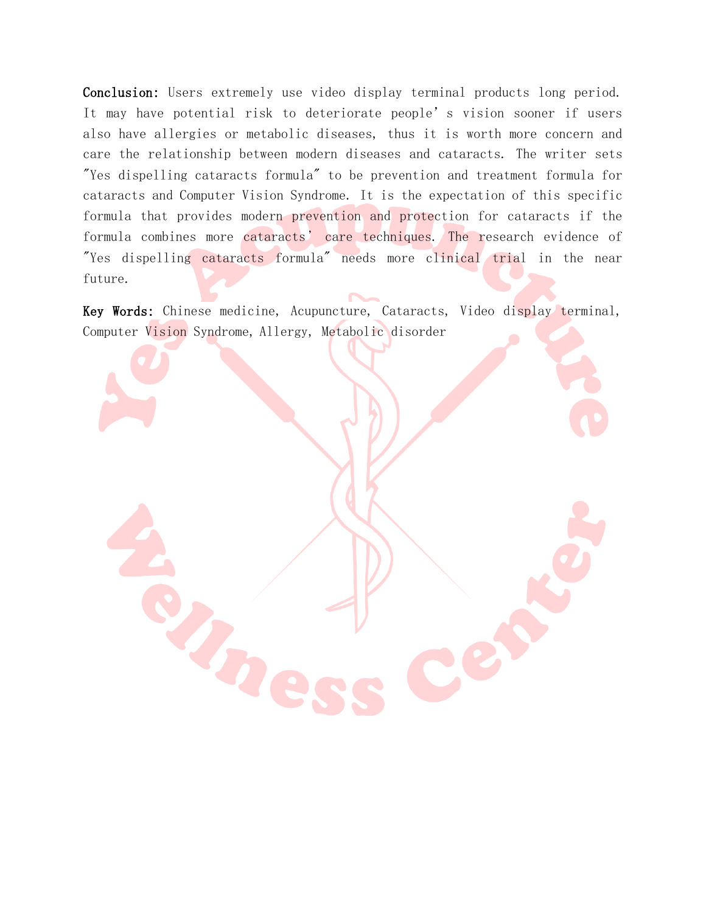**Conclusion:** Users extremely use video display terminal products long period. It may have potential risk to deteriorate people's vision sooner if users also have allergies or metabolic diseases, thus it is worth more concern and care the relationship between modern diseases and cataracts. The writer sets "Yes dispelling cataracts formula" to be prevention and treatment formula for cataracts and Computer Vision Syndrome. It is the expectation of this specific formula that provides modern prevention and protection for cataracts if the formula combines more cataracts' care techniques. The research evidence of "Yes dispelling cataracts formula" needs more clinical trial in the near future.

**Key Words:** Chinese medicine, Acupuncture, Cataracts, Video display terminal, Computer Vision Syndrome, Allergy, Metabolic disorder